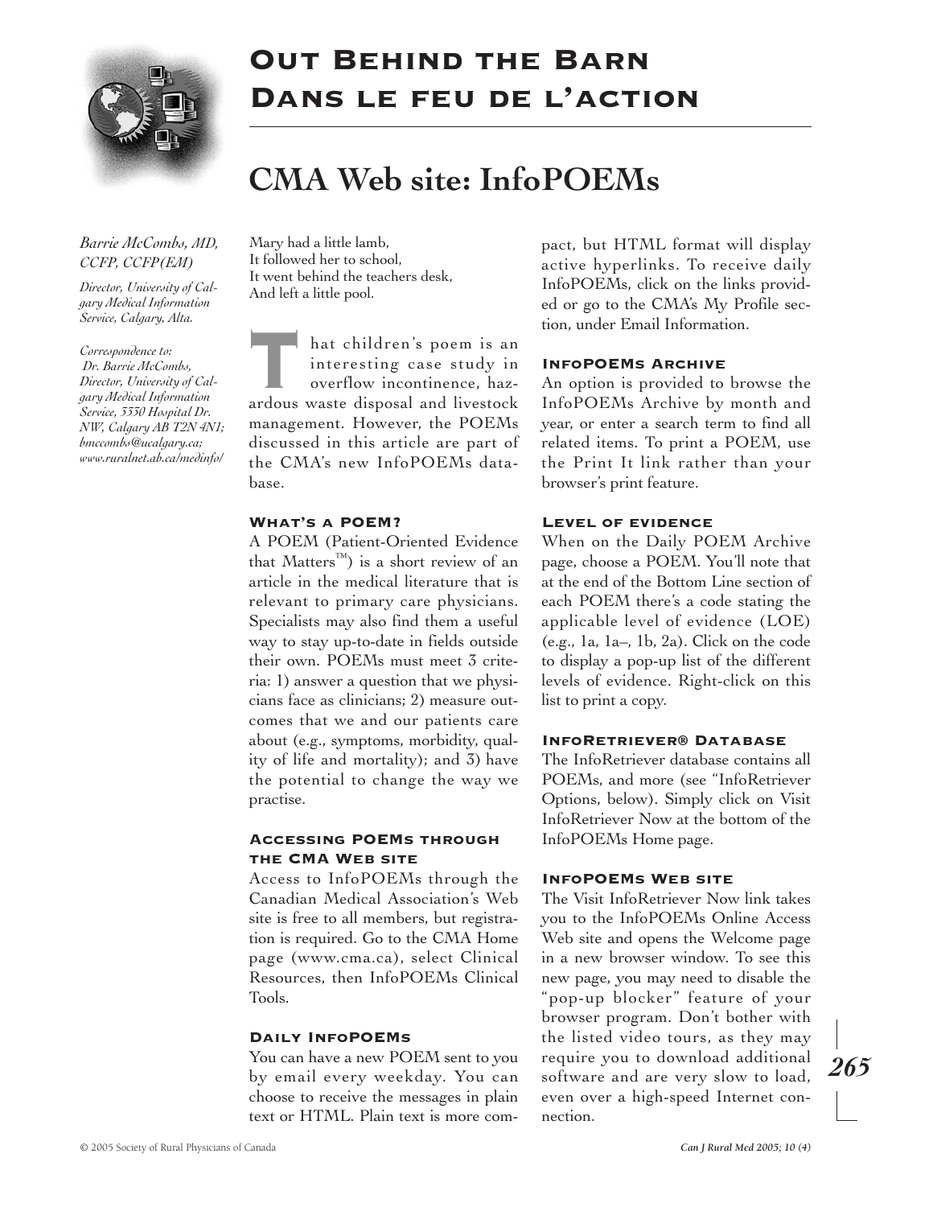# Out Behind the Barn
# Dans le feu de l'action

## CMA Web site: InfoPOEMs

*Barrie McCombs, MD, CCFP, CCFP(EM)*

*Director, University of Calgary Medical Information Service, Calgary, Alta.*

*Correspondence to: Dr. Barrie McCombs, Director, University of Calgary Medical Information Service, 3330 Hospital Dr. NW, Calgary AB T2N 4N1; bmccombs@ucalgary.ca; www.ruralnet.ab.ca/medinfo/*

Mary had a little lamb,
It followed her to school,
It went behind the teachers desk,
And left a little pool.

That children's poem is an interesting case study in overflow incontinence, hazardous waste disposal and livestock management. However, the POEMs discussed in this article are part of the CMA's new InfoPOEMs database.

### What's a POEM?

A POEM (Patient-Oriented Evidence that Matters™) is a short review of an article in the medical literature that is relevant to primary care physicians. Specialists may also find them a useful way to stay up-to-date in fields outside their own. POEMs must meet 3 criteria: 1) answer a question that we physicians face as clinicians; 2) measure outcomes that we and our patients care about (e.g., symptoms, morbidity, quality of life and mortality); and 3) have the potential to change the way we practise.

### Accessing POEMs through the CMA Web site

Access to InfoPOEMs through the Canadian Medical Association's Web site is free to all members, but registration is required. Go to the CMA Home page (www.cma.ca), select Clinical Resources, then InfoPOEMs Clinical Tools.

### Daily InfoPOEMs

You can have a new POEM sent to you by email every weekday. You can choose to receive the messages in plain text or HTML. Plain text is more compact, but HTML format will display active hyperlinks. To receive daily InfoPOEMs, click on the links provided or go to the CMA's My Profile section, under Email Information.

### InfoPOEMs Archive

An option is provided to browse the InfoPOEMs Archive by month and year, or enter a search term to find all related items. To print a POEM, use the Print It link rather than your browser's print feature.

### Level of evidence

When on the Daily POEM Archive page, choose a POEM. You'll note that at the end of the Bottom Line section of each POEM there's a code stating the applicable level of evidence (LOE) (e.g., 1a, 1a–, 1b, 2a). Click on the code to display a pop-up list of the different levels of evidence. Right-click on this list to print a copy.

### InfoRetriever® Database

The InfoRetriever database contains all POEMs, and more (see "InfoRetriever Options, below). Simply click on Visit InfoRetriever Now at the bottom of the InfoPOEMs Home page.

### InfoPOEMs Web site

The Visit InfoRetriever Now link takes you to the InfoPOEMs Online Access Web site and opens the Welcome page in a new browser window. To see this new page, you may need to disable the "pop-up blocker" feature of your browser program. Don't bother with the listed video tours, as they may require you to download additional software and are very slow to load, even over a high-speed Internet connection.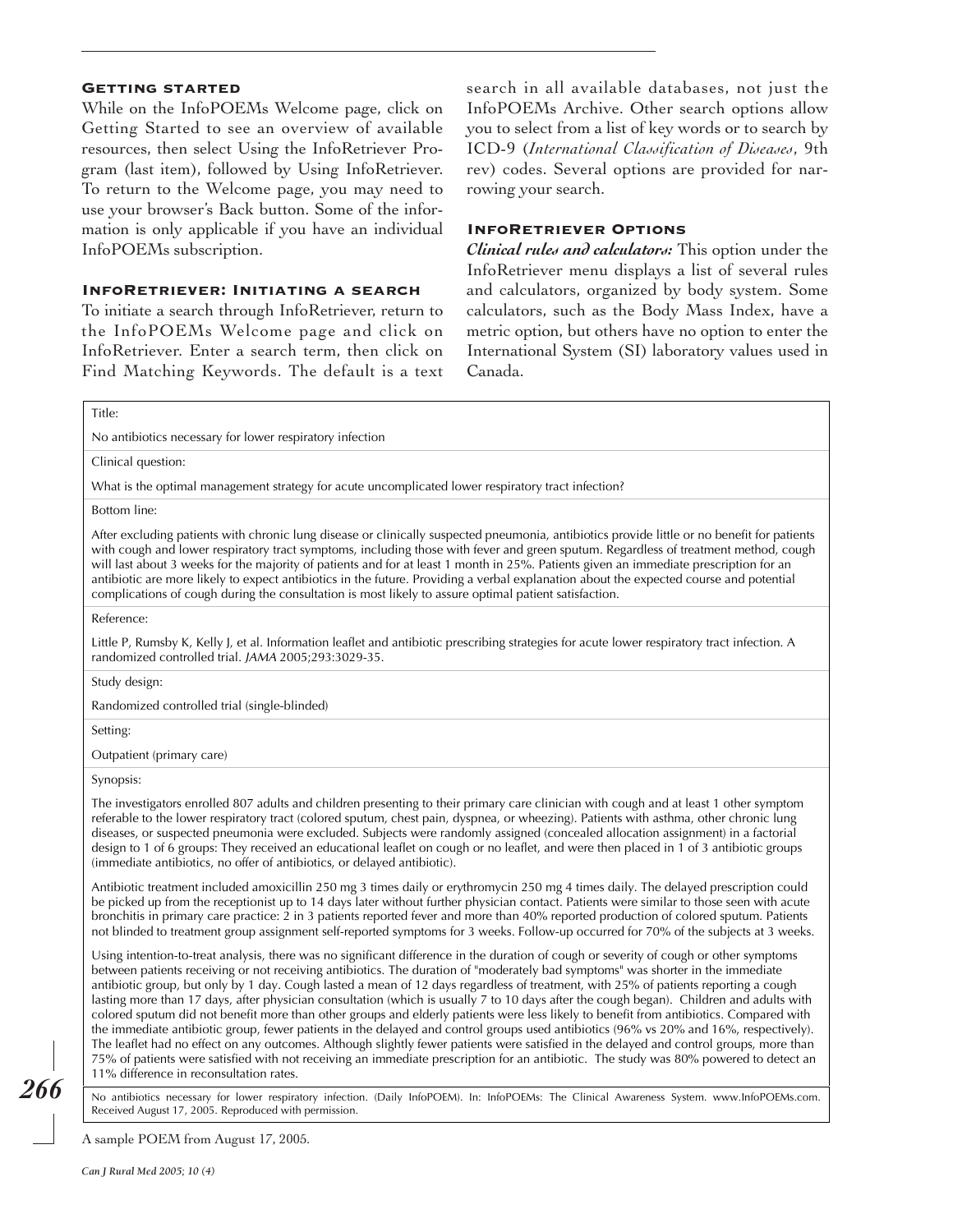### Getting started

While on the InfoPOEMs Welcome page, click on Getting Started to see an overview of available resources, then select Using the InfoRetriever Program (last item), followed by Using InfoRetriever. To return to the Welcome page, you may need to use your browser's Back button. Some of the information is only applicable if you have an individual InfoPOEMs subscription.

### InfoRetriever: Initiating a search

To initiate a search through InfoRetriever, return to the InfoPOEMs Welcome page and click on InfoRetriever. Enter a search term, then click on Find Matching Keywords. The default is a text search in all available databases, not just the InfoPOEMs Archive. Other search options allow you to select from a list of key words or to search by ICD-9 (*International Classification of Diseases*, 9th rev) codes. Several options are provided for narrowing your search.

### InfoRetriever Options

***Clinical rules and calculators:*** This option under the InfoRetriever menu displays a list of several rules and calculators, organized by body system. Some calculators, such as the Body Mass Index, have a metric option, but others have no option to enter the International System (SI) laboratory values used in Canada.

| Title: |
|---|
| No antibiotics necessary for lower respiratory infection |
| Clinical question: |
| What is the optimal management strategy for acute uncomplicated lower respiratory tract infection? |
| Bottom line: |
| After excluding patients with chronic lung disease or clinically suspected pneumonia, antibiotics provide little or no benefit for patients with cough and lower respiratory tract symptoms, including those with fever and green sputum. Regardless of treatment method, cough will last about 3 weeks for the majority of patients and for at least 1 month in 25%. Patients given an immediate prescription for an antibiotic are more likely to expect antibiotics in the future. Providing a verbal explanation about the expected course and potential complications of cough during the consultation is most likely to assure optimal patient satisfaction. |
| Reference: |
| Little P, Rumsby K, Kelly J, et al. Information leaflet and antibiotic prescribing strategies for acute lower respiratory tract infection. A randomized controlled trial. *JAMA* 2005;293:3029-35. |
| Study design: |
| Randomized controlled trial (single-blinded) |
| Setting: |
| Outpatient (primary care) |
| Synopsis: |
| The investigators enrolled 807 adults and children presenting to their primary care clinician with cough and at least 1 other symptom referable to the lower respiratory tract (colored sputum, chest pain, dyspnea, or wheezing). Patients with asthma, other chronic lung diseases, or suspected pneumonia were excluded. Subjects were randomly assigned (concealed allocation assignment) in a factorial design to 1 of 6 groups: They received an educational leaflet on cough or no leaflet, and were then placed in 1 of 3 antibiotic groups (immediate antibiotics, no offer of antibiotics, or delayed antibiotic). <br><br> Antibiotic treatment included amoxicillin 250 mg 3 times daily or erythromycin 250 mg 4 times daily. The delayed prescription could be picked up from the receptionist up to 14 days later without further physician contact. Patients were similar to those seen with acute bronchitis in primary care practice: 2 in 3 patients reported fever and more than 40% reported production of colored sputum. Patients not blinded to treatment group assignment self-reported symptoms for 3 weeks. Follow-up occurred for 70% of the subjects at 3 weeks. <br><br> Using intention-to-treat analysis, there was no significant difference in the duration of cough or severity of cough or other symptoms between patients receiving or not receiving antibiotics. The duration of "moderately bad symptoms" was shorter in the immediate antibiotic group, but only by 1 day. Cough lasted a mean of 12 days regardless of treatment, with 25% of patients reporting a cough lasting more than 17 days, after physician consultation (which is usually 7 to 10 days after the cough began). Children and adults with colored sputum did not benefit more than other groups and elderly patients were less likely to benefit from antibiotics. Compared with the immediate antibiotic group, fewer patients in the delayed and control groups used antibiotics (96% vs 20% and 16%, respectively). The leaflet had no effect on any outcomes. Although slightly fewer patients were satisfied in the delayed and control groups, more than 75% of patients were satisfied with not receiving an immediate prescription for an antibiotic. The study was 80% powered to detect an 11% difference in reconsultation rates. |
| No antibiotics necessary for lower respiratory infection. (Daily InfoPOEM). In: InfoPOEMs: The Clinical Awareness System. www.InfoPOEMs.com. Received August 17, 2005. Reproduced with permission. |

A sample POEM from August 17, 2005.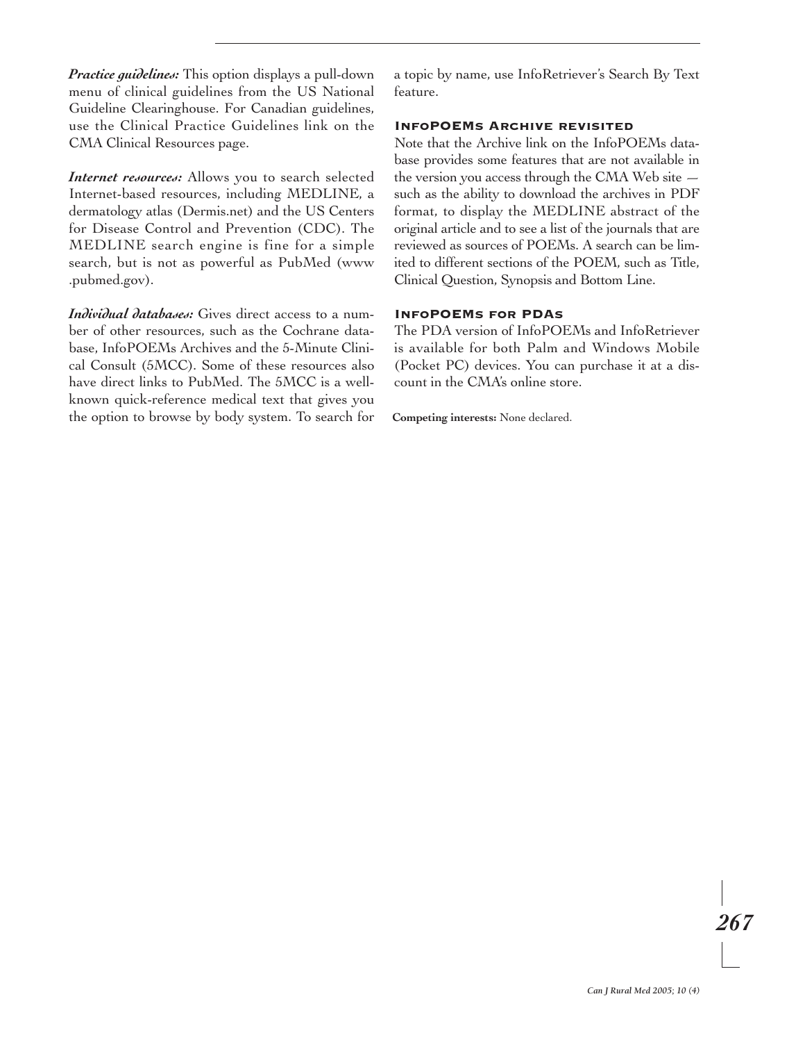***Practice guidelines:*** This option displays a pull-down menu of clinical guidelines from the US National Guideline Clearinghouse. For Canadian guidelines, use the Clinical Practice Guidelines link on the CMA Clinical Resources page.

***Internet resources:*** Allows you to search selected Internet-based resources, including MEDLINE, a dermatology atlas (Dermis.net) and the US Centers for Disease Control and Prevention (CDC). The MEDLINE search engine is fine for a simple search, but is not as powerful as PubMed (www.pubmed.gov).

***Individual databases:*** Gives direct access to a number of other resources, such as the Cochrane database, InfoPOEMs Archives and the 5-Minute Clinical Consult (5MCC). Some of these resources also have direct links to PubMed. The 5MCC is a well-known quick-reference medical text that gives you the option to browse by body system. To search for a topic by name, use InfoRetriever's Search By Text feature.

### InfoPOEMs Archive revisited

Note that the Archive link on the InfoPOEMs database provides some features that are not available in the version you access through the CMA Web site — such as the ability to download the archives in PDF format, to display the MEDLINE abstract of the original article and to see a list of the journals that are reviewed as sources of POEMs. A search can be limited to different sections of the POEM, such as Title, Clinical Question, Synopsis and Bottom Line.

### InfoPOEMs for PDAs

The PDA version of InfoPOEMs and InfoRetriever is available for both Palm and Windows Mobile (Pocket PC) devices. You can purchase it at a discount in the CMA's online store.

**Competing interests:** None declared.